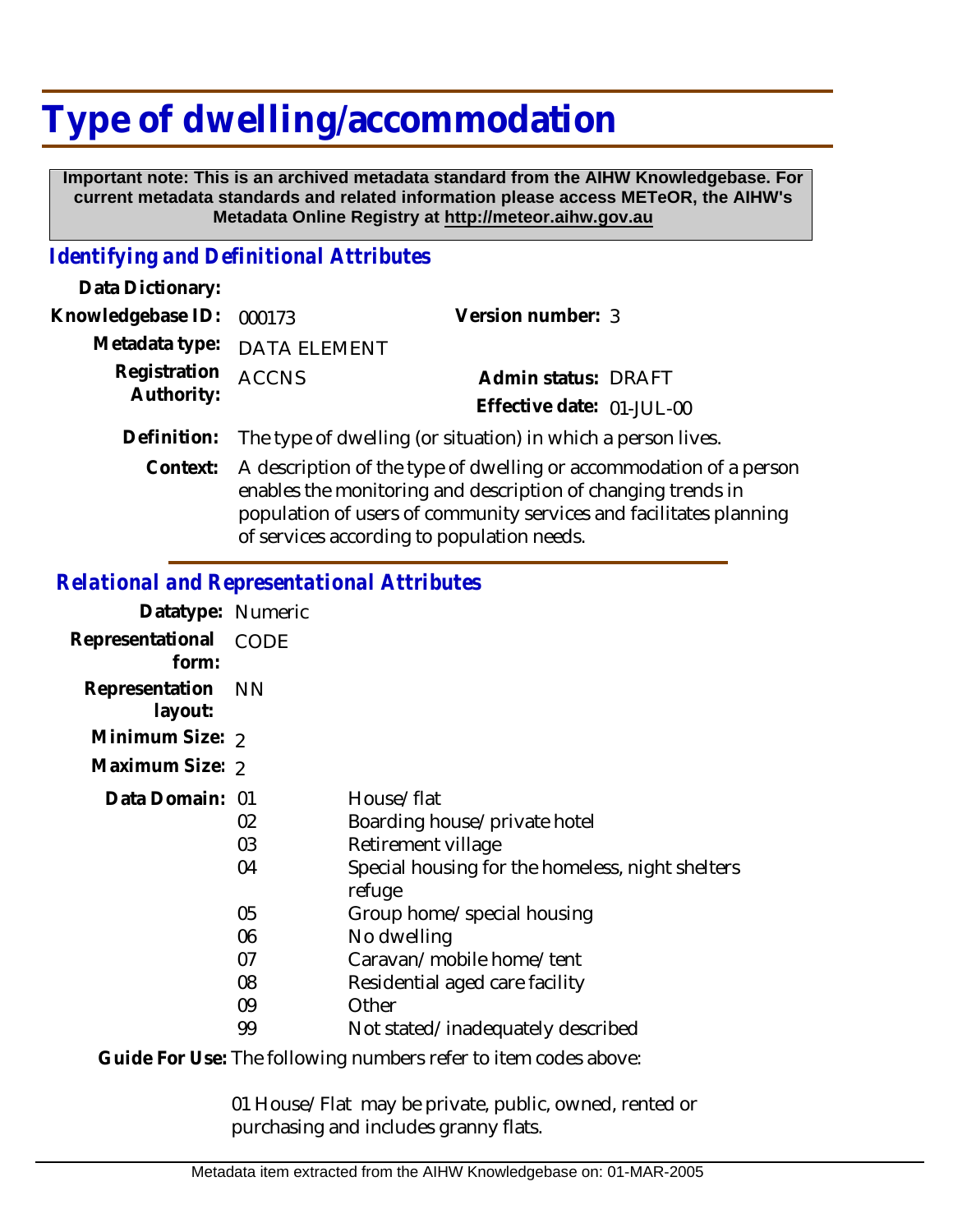# Type of dwelling/accommodation

**Important note: This is an archived metadata standard from the AIHW Knowledgebase. For current metadata standards and related information please access METeOR, the AIHW's Metadata Online Registry at http://meteor.aihw.gov.au**

## *Identifying and Definitional Attributes*

**Data Dictionary:**

**Knowledgebase ID:** 000173 **Version number:** 3

**Metadata type:** DATA ELEMENT

**Registration Authority:** ACCNS **Admin status:** DRAFT

**Effective date:** 01-JUL-00

**Definition:** The type of dwelling (or situation) in which a person lives.

**Context:** A description of the type of dwelling or accommodation of a person enables the monitoring and description of changing trends in population of users of community services and facilitates planning of services according to population needs.

## *Relational and Representational Attributes*

**Datatype:** Numeric

**Representational form:** CODE

**Representation layout:** NN

**Minimum Size:** 2

**Maximum Size:** 2

**Data Domain:**

| Code | Description |
|---|---|
| 01 | House/flat |
| 02 | Boarding house/private hotel |
| 03 | Retirement village |
| 04 | Special housing for the homeless, night shelters refuge |
| 05 | Group home/special housing |
| 06 | No dwelling |
| 07 | Caravan/mobile home/tent |
| 08 | Residential aged care facility |
| 09 | Other |
| 99 | Not stated/inadequately described |

**Guide For Use:** The following numbers refer to item codes above:

01 House/Flat may be private, public, owned, rented or purchasing and includes granny flats.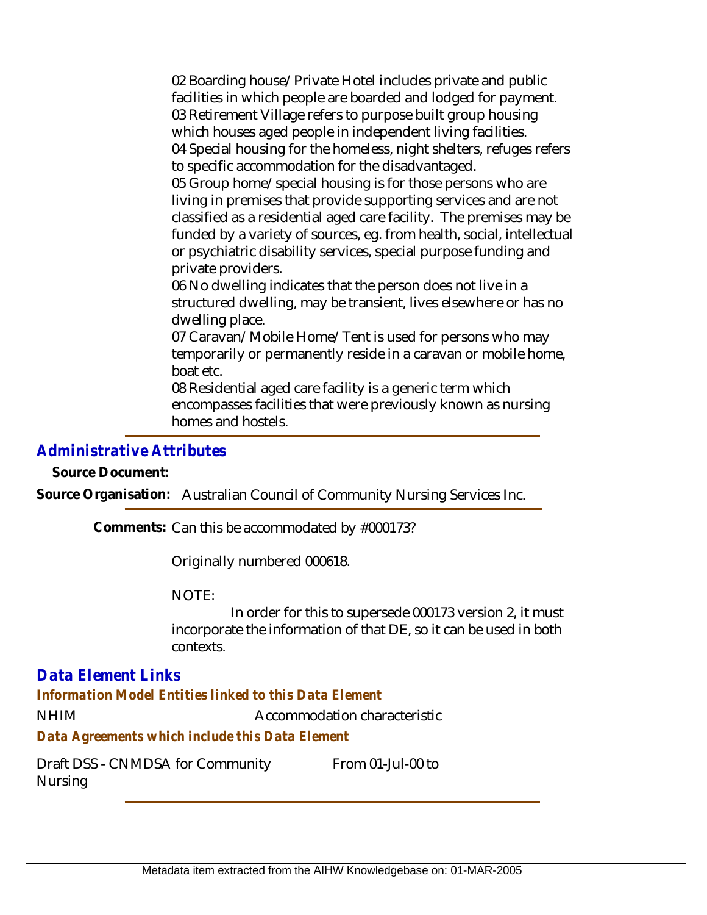02 Boarding house/Private Hotel includes private and public facilities in which people are boarded and lodged for payment.
03 Retirement Village refers to purpose built group housing which houses aged people in independent living facilities.
04 Special housing for the homeless, night shelters, refuges refers to specific accommodation for the disadvantaged.
05 Group home/special housing is for those persons who are living in premises that provide supporting services and are not classified as a residential aged care facility. The premises may be funded by a variety of sources, eg. from health, social, intellectual or psychiatric disability services, special purpose funding and private providers.
06 No dwelling indicates that the person does not live in a structured dwelling, may be transient, lives elsewhere or has no dwelling place.
07 Caravan/Mobile Home/Tent is used for persons who may temporarily or permanently reside in a caravan or mobile home, boat etc.
08 Residential aged care facility is a generic term which encompasses facilities that were previously known as nursing homes and hostels.

## Administrative Attributes

**Source Document:**

**Source Organisation:** Australian Council of Community Nursing Services Inc.

**Comments:** Can this be accommodated by #000173?

Originally numbered 000618.

NOTE:

In order for this to supersede 000173 version 2, it must incorporate the information of that DE, so it can be used in both contexts.

## Data Element Links

### Information Model Entities linked to this Data Element

NHIM — Accommodation characteristic

### Data Agreements which include this Data Element

Draft DSS - CNMDSA for Community Nursing — From 01-Jul-00 to